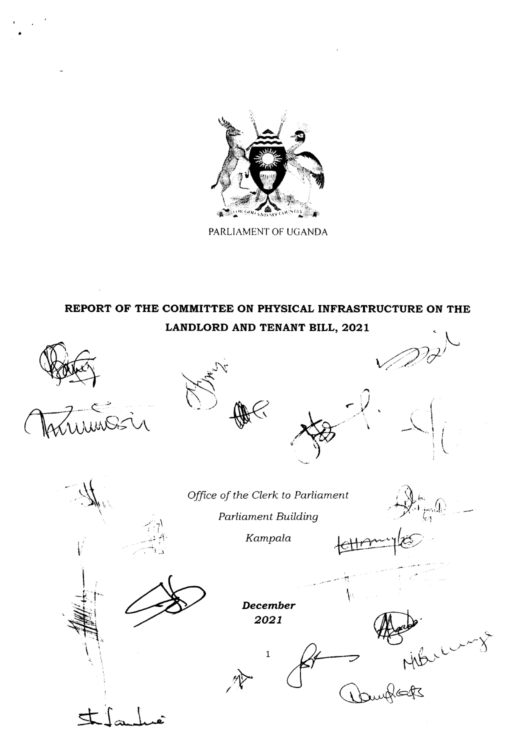PARLIAMENT OF UGANDA

# REPORT OF THE COMMITTEE ON PHYSICAL INFRASTRUCTURE ON THE LANDLORD AND TENANT BILL, 2021

*Office of the Clerk to Parliament*

*Parliament Building*

*Kampala*

***December 2021***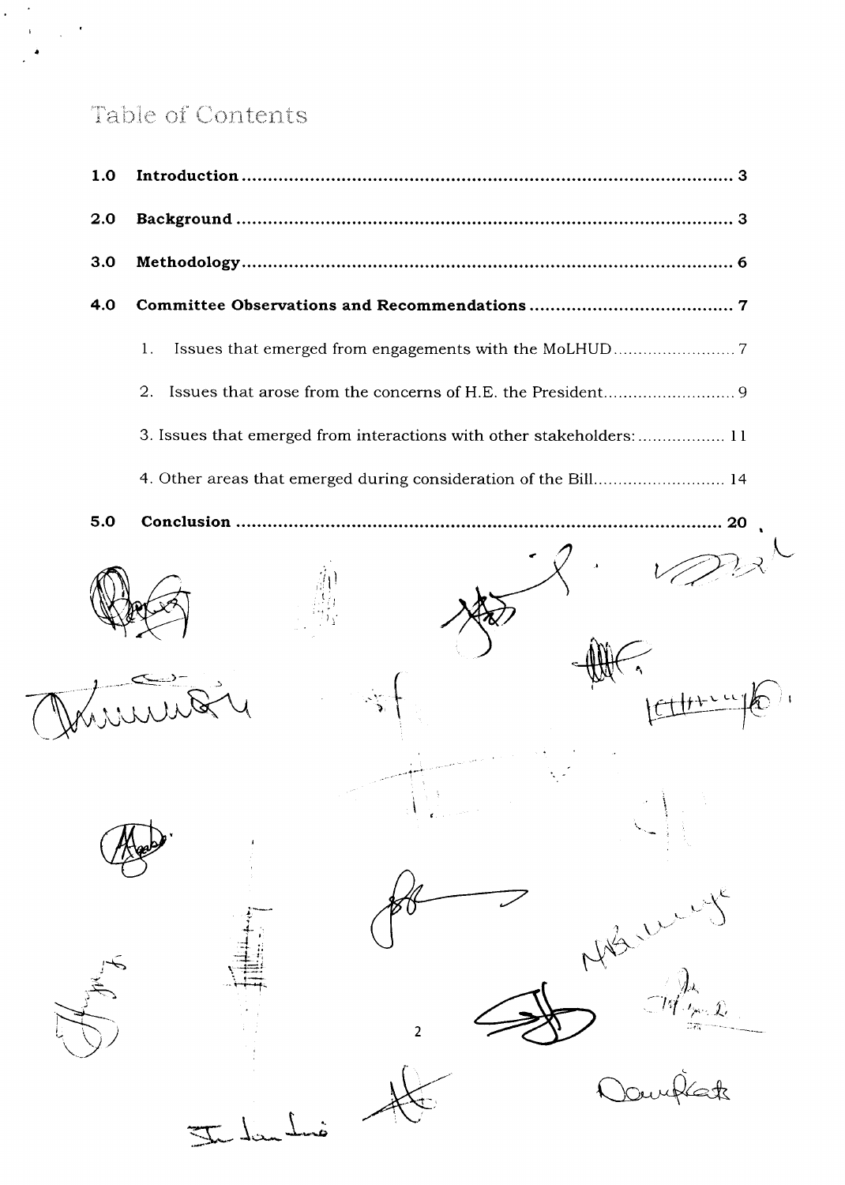# Table of Contents

| | | |
|---|---|---|
| **1.0** | **Introduction** | **3** |
| **2.0** | **Background** | **3** |
| **3.0** | **Methodology** | **6** |
| **4.0** | **Committee Observations and Recommendations** | **7** |
| | 1. Issues that emerged from engagements with the MoLHUD | 7 |
| | 2. Issues that arose from the concerns of H.E. the President | 9 |
| | 3. Issues that emerged from interactions with other stakeholders: | 11 |
| | 4. Other areas that emerged during consideration of the Bill | 14 |
| **5.0** | **Conclusion** | **20** |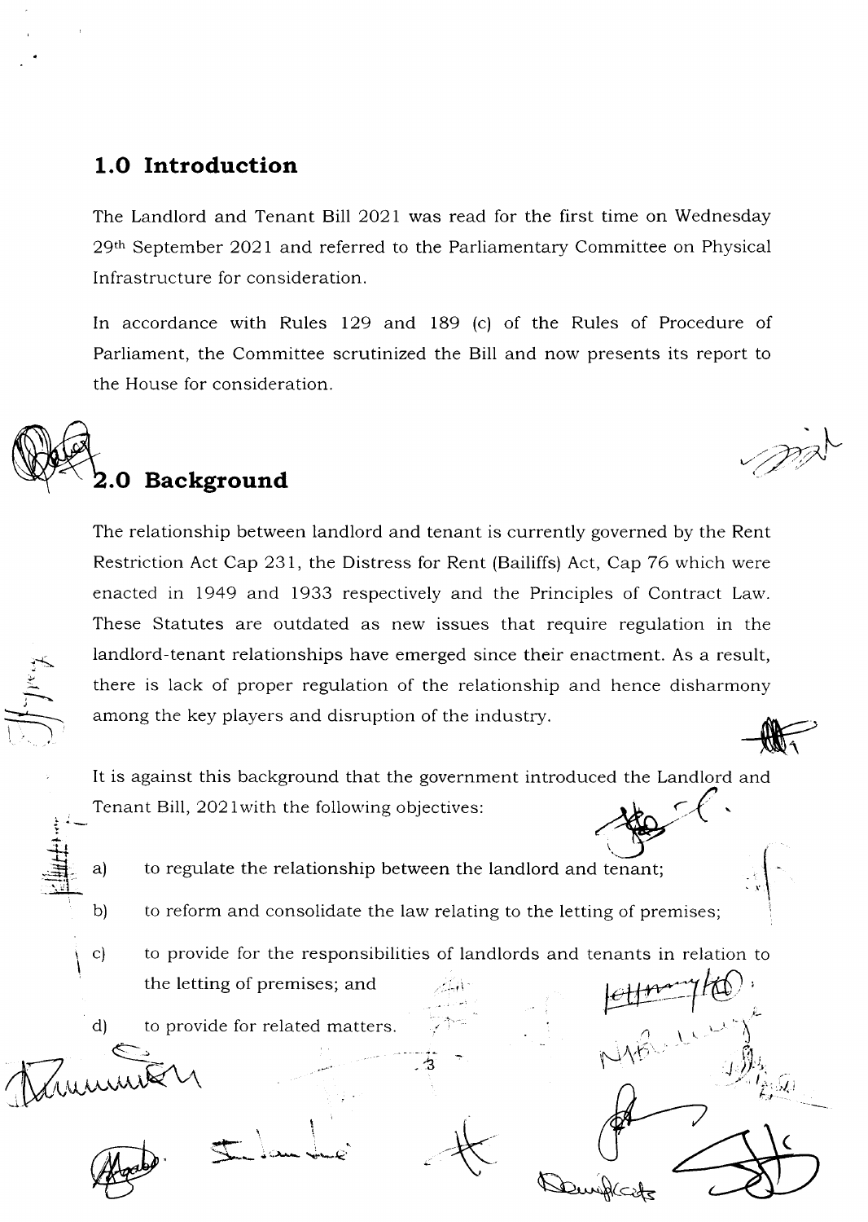## 1.0 Introduction

The Landlord and Tenant Bill 2021 was read for the first time on Wednesday 29th September 2021 and referred to the Parliamentary Committee on Physical Infrastructure for consideration.

In accordance with Rules 129 and 189 (c) of the Rules of Procedure of Parliament, the Committee scrutinized the Bill and now presents its report to the House for consideration.

## 2.0 Background

The relationship between landlord and tenant is currently governed by the Rent Restriction Act Cap 231, the Distress for Rent (Bailiffs) Act, Cap 76 which were enacted in 1949 and 1933 respectively and the Principles of Contract Law. These Statutes are outdated as new issues that require regulation in the landlord-tenant relationships have emerged since their enactment. As a result, there is lack of proper regulation of the relationship and hence disharmony among the key players and disruption of the industry.

It is against this background that the government introduced the Landlord and Tenant Bill, 2021with the following objectives:

a) to regulate the relationship between the landlord and tenant;

b) to reform and consolidate the law relating to the letting of premises;

c) to provide for the responsibilities of landlords and tenants in relation to the letting of premises; and

d) to provide for related matters.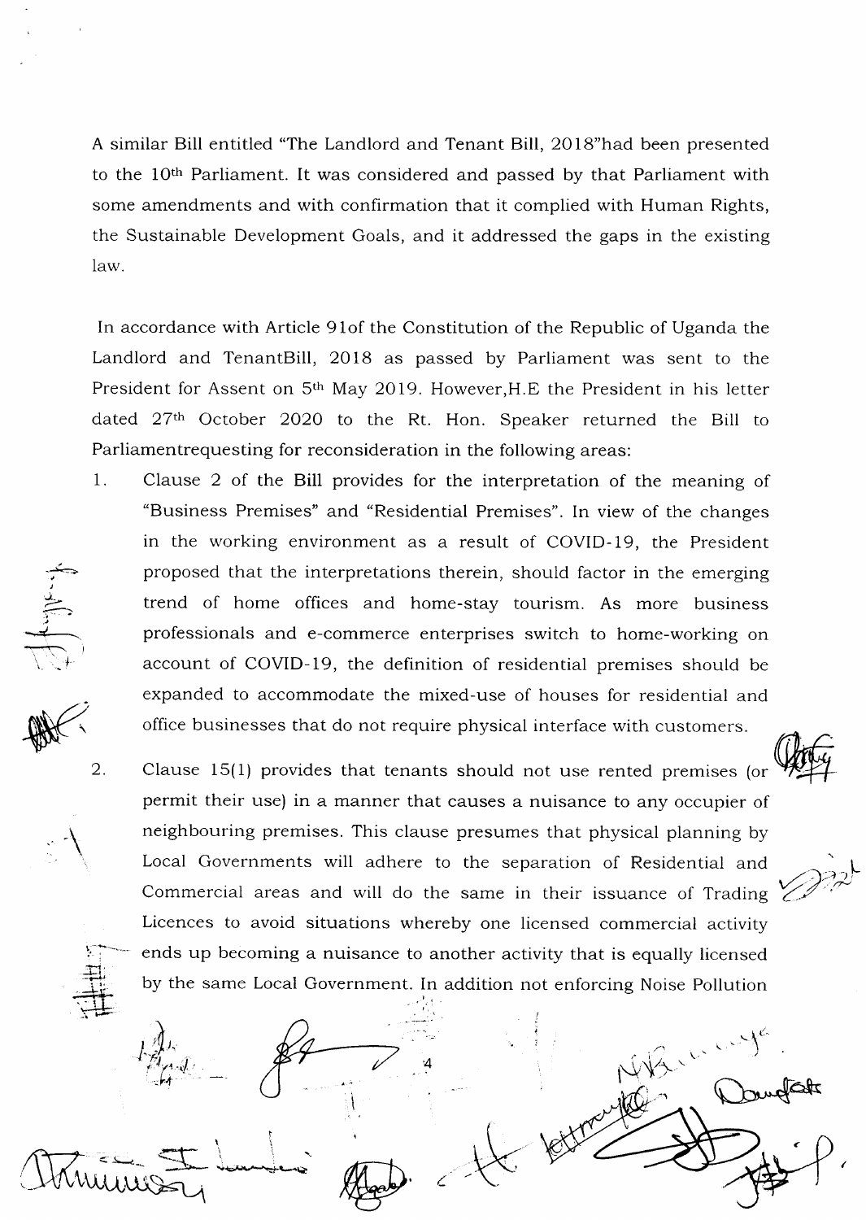A similar Bill entitled "The Landlord and Tenant Bill, 2018"had been presented to the 10th Parliament. It was considered and passed by that Parliament with some amendments and with confirmation that it complied with Human Rights, the Sustainable Development Goals, and it addressed the gaps in the existing law.

In accordance with Article 91of the Constitution of the Republic of Uganda the Landlord and TenantBill, 2018 as passed by Parliament was sent to the President for Assent on 5th May 2019. However,H.E the President in his letter dated 27th October 2020 to the Rt. Hon. Speaker returned the Bill to Parliamentrequesting for reconsideration in the following areas:

1. Clause 2 of the Bill provides for the interpretation of the meaning of "Business Premises" and "Residential Premises". In view of the changes in the working environment as a result of COVID-19, the President proposed that the interpretations therein, should factor in the emerging trend of home offices and home-stay tourism. As more business professionals and e-commerce enterprises switch to home-working on account of COVID-19, the definition of residential premises should be expanded to accommodate the mixed-use of houses for residential and office businesses that do not require physical interface with customers.

2. Clause 15(1) provides that tenants should not use rented premises (or permit their use) in a manner that causes a nuisance to any occupier of neighbouring premises. This clause presumes that physical planning by Local Governments will adhere to the separation of Residential and Commercial areas and will do the same in their issuance of Trading Licences to avoid situations whereby one licensed commercial activity ends up becoming a nuisance to another activity that is equally licensed by the same Local Government. In addition not enforcing Noise Pollution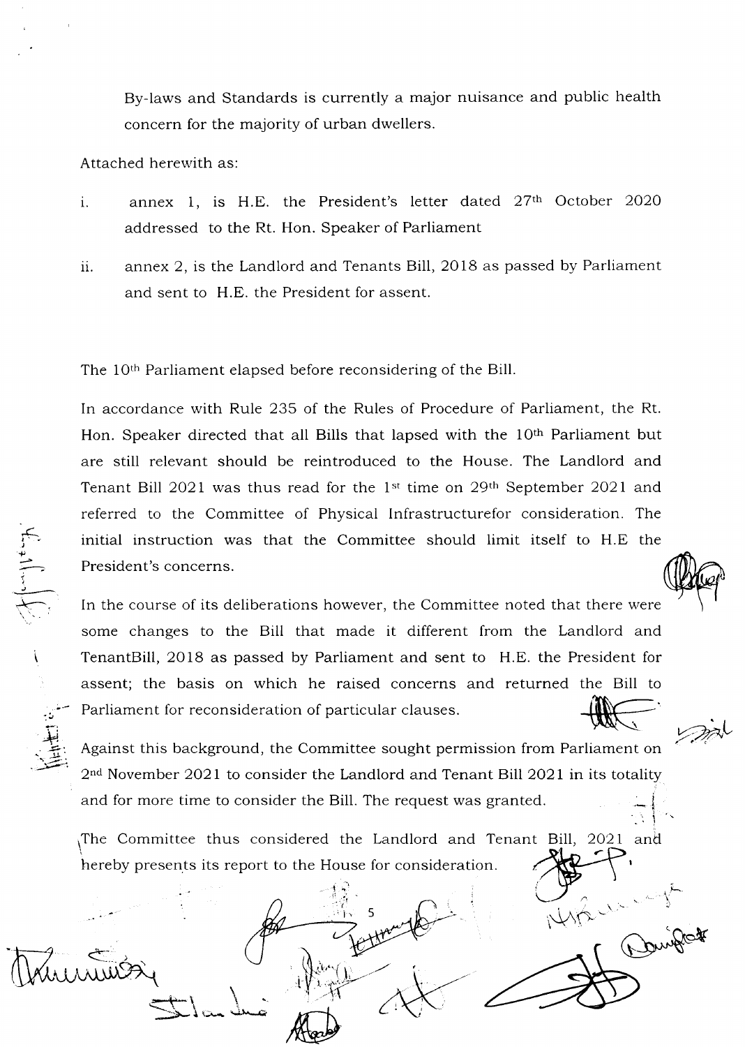By-laws and Standards is currently a major nuisance and public health concern for the majority of urban dwellers.

Attached herewith as:

i. annex 1, is H.E. the President's letter dated 27th October 2020 addressed to the Rt. Hon. Speaker of Parliament

ii. annex 2, is the Landlord and Tenants Bill, 2018 as passed by Parliament and sent to H.E. the President for assent.

The 10th Parliament elapsed before reconsidering of the Bill.

In accordance with Rule 235 of the Rules of Procedure of Parliament, the Rt. Hon. Speaker directed that all Bills that lapsed with the 10th Parliament but are still relevant should be reintroduced to the House. The Landlord and Tenant Bill 2021 was thus read for the 1st time on 29th September 2021 and referred to the Committee of Physical Infrastructurefor consideration. The initial instruction was that the Committee should limit itself to H.E the President's concerns.

In the course of its deliberations however, the Committee noted that there were some changes to the Bill that made it different from the Landlord and TenantBill, 2018 as passed by Parliament and sent to H.E. the President for assent; the basis on which he raised concerns and returned the Bill to Parliament for reconsideration of particular clauses.

Against this background, the Committee sought permission from Parliament on 2nd November 2021 to consider the Landlord and Tenant Bill 2021 in its totality and for more time to consider the Bill. The request was granted.

The Committee thus considered the Landlord and Tenant Bill, 2021 and hereby presents its report to the House for consideration.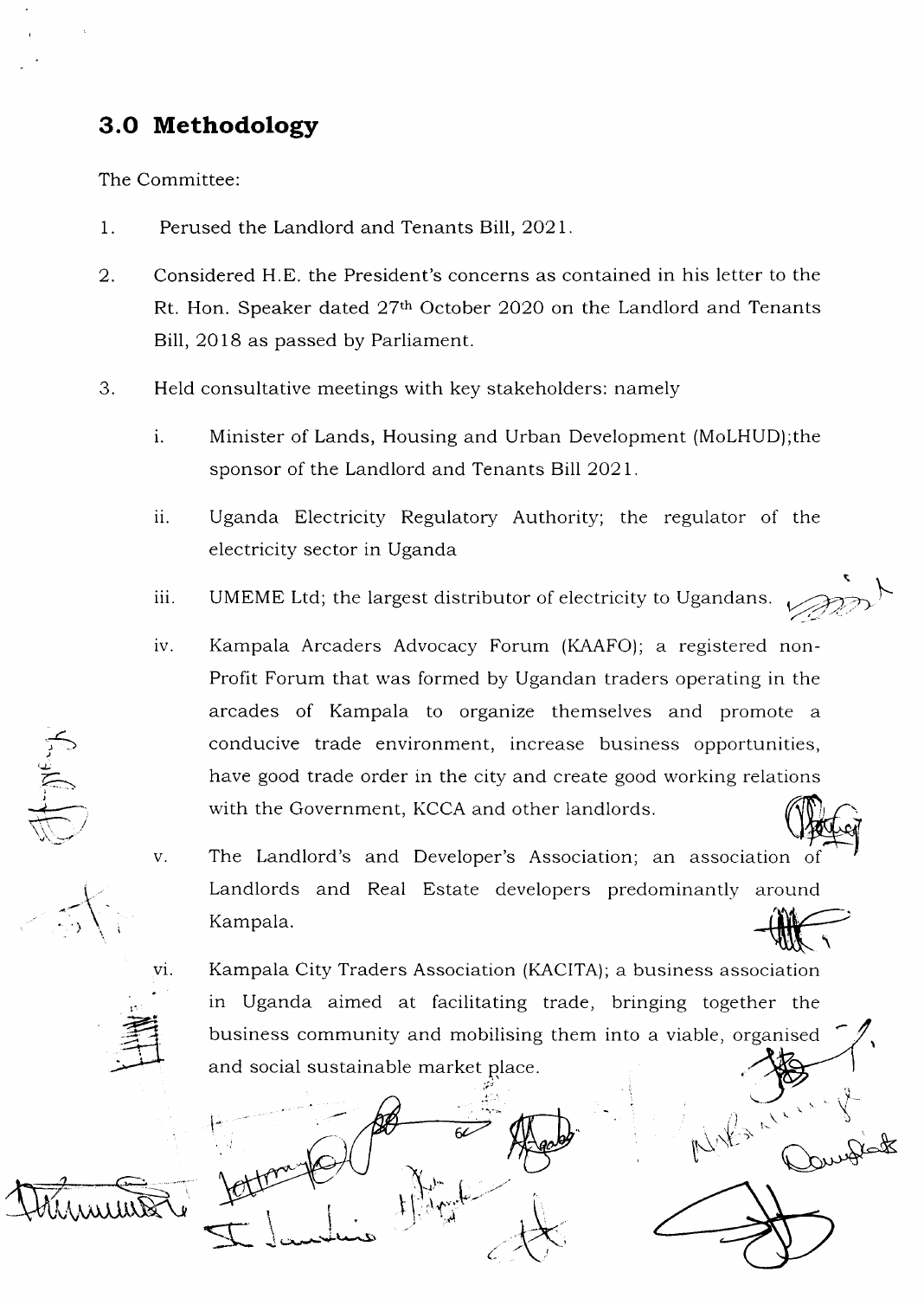## 3.0 Methodology

The Committee:

1. Perused the Landlord and Tenants Bill, 2021.

2. Considered H.E. the President's concerns as contained in his letter to the Rt. Hon. Speaker dated 27th October 2020 on the Landlord and Tenants Bill, 2018 as passed by Parliament.

3. Held consultative meetings with key stakeholders: namely

   i. Minister of Lands, Housing and Urban Development (MoLHUD);the sponsor of the Landlord and Tenants Bill 2021.

   ii. Uganda Electricity Regulatory Authority; the regulator of the electricity sector in Uganda

   iii. UMEME Ltd; the largest distributor of electricity to Ugandans.

   iv. Kampala Arcaders Advocacy Forum (KAAFO); a registered non-Profit Forum that was formed by Ugandan traders operating in the arcades of Kampala to organize themselves and promote a conducive trade environment, increase business opportunities, have good trade order in the city and create good working relations with the Government, KCCA and other landlords.

   v. The Landlord's and Developer's Association; an association of Landlords and Real Estate developers predominantly around Kampala.

   vi. Kampala City Traders Association (KACITA); a business association in Uganda aimed at facilitating trade, bringing together the business community and mobilising them into a viable, organised and social sustainable market place.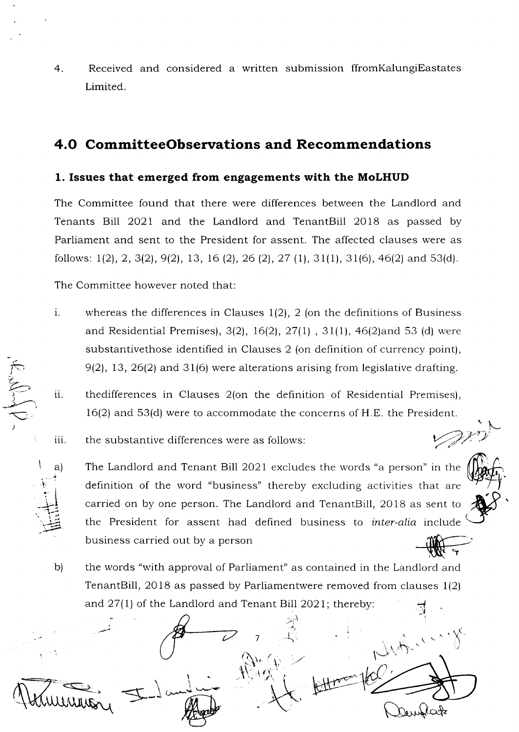4. Received and considered a written submission ffromKalungiEastates Limited.

## 4.0 CommitteeObservations and Recommendations

### 1. Issues that emerged from engagements with the MoLHUD

The Committee found that there were differences between the Landlord and Tenants Bill 2021 and the Landlord and TenantBill 2018 as passed by Parliament and sent to the President for assent. The affected clauses were as follows: 1(2), 2, 3(2), 9(2), 13, 16 (2), 26 (2), 27 (1), 31(1), 31(6), 46(2) and 53(d).

The Committee however noted that:

i. whereas the differences in Clauses 1(2), 2 (on the definitions of Business and Residential Premises), 3(2), 16(2), 27(1) , 31(1), 46(2)and 53 (d) were substantivethose identified in Clauses 2 (on definition of currency point), 9(2), 13, 26(2) and 31(6) were alterations arising from legislative drafting.

ii. thedifferences in Clauses 2(on the definition of Residential Premises), 16(2) and 53(d) were to accommodate the concerns of H.E. the President.

iii. the substantive differences were as follows:

a) The Landlord and Tenant Bill 2021 excludes the words "a person" in the definition of the word "business" thereby excluding activities that are carried on by one person. The Landlord and TenantBill, 2018 as sent to the President for assent had defined business to *inter-alia* include business carried out by a person

b) the words "with approval of Parliament" as contained in the Landlord and TenantBill, 2018 as passed by Parliamentwere removed from clauses 1(2) and 27(1) of the Landlord and Tenant Bill 2021; thereby: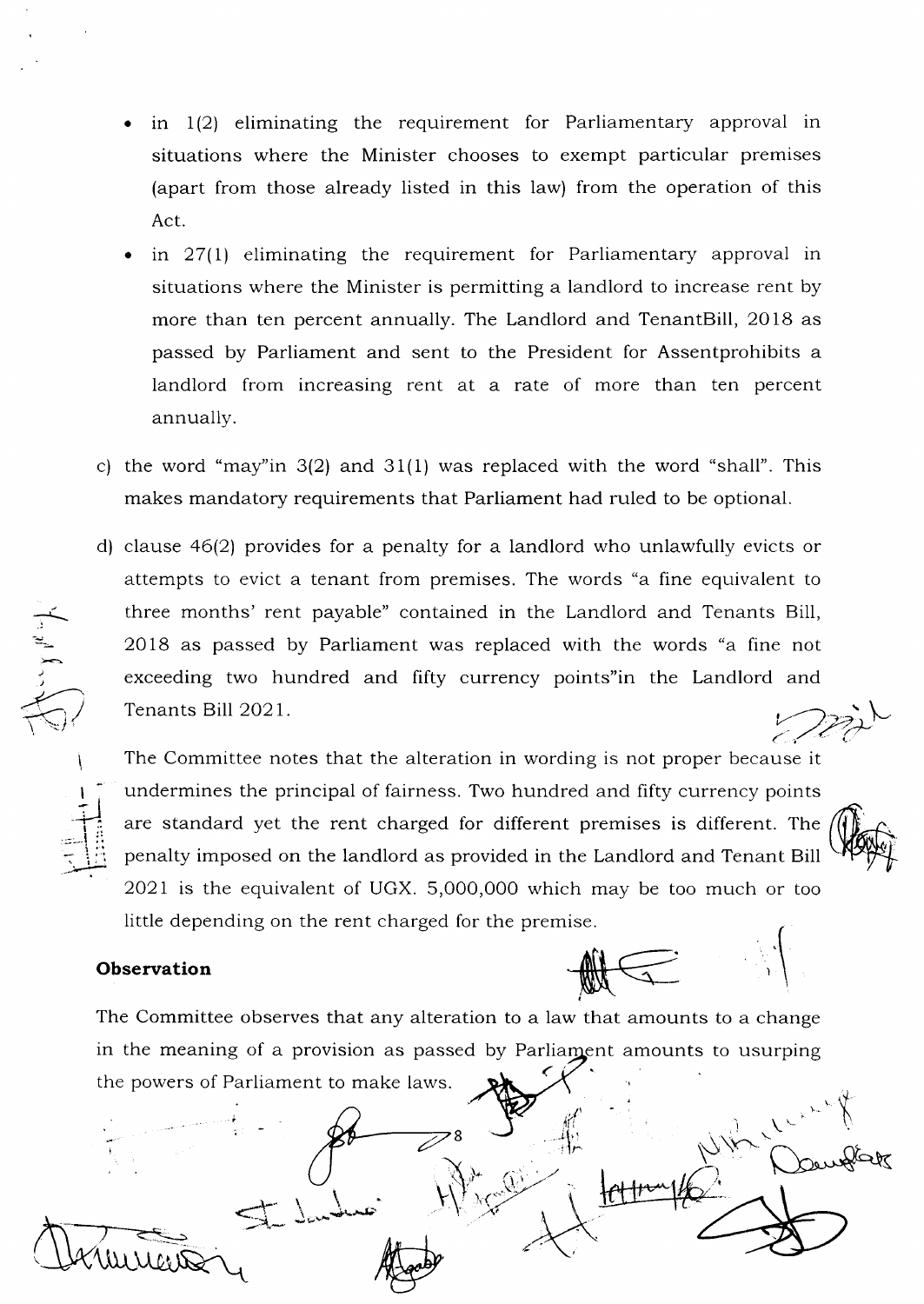- in 1(2) eliminating the requirement for Parliamentary approval in situations where the Minister chooses to exempt particular premises (apart from those already listed in this law) from the operation of this Act.
- in 27(1) eliminating the requirement for Parliamentary approval in situations where the Minister is permitting a landlord to increase rent by more than ten percent annually. The Landlord and TenantBill, 2018 as passed by Parliament and sent to the President for Assentprohibits a landlord from increasing rent at a rate of more than ten percent annually.

c) the word "may"in 3(2) and 31(1) was replaced with the word "shall". This makes mandatory requirements that Parliament had ruled to be optional.

d) clause 46(2) provides for a penalty for a landlord who unlawfully evicts or attempts to evict a tenant from premises. The words "a fine equivalent to three months' rent payable" contained in the Landlord and Tenants Bill, 2018 as passed by Parliament was replaced with the words "a fine not exceeding two hundred and fifty currency points"in the Landlord and Tenants Bill 2021.

The Committee notes that the alteration in wording is not proper because it undermines the principal of fairness. Two hundred and fifty currency points are standard yet the rent charged for different premises is different. The penalty imposed on the landlord as provided in the Landlord and Tenant Bill 2021 is the equivalent of UGX. 5,000,000 which may be too much or too little depending on the rent charged for the premise.

**Observation**

The Committee observes that any alteration to a law that amounts to a change in the meaning of a provision as passed by Parliament amounts to usurping the powers of Parliament to make laws.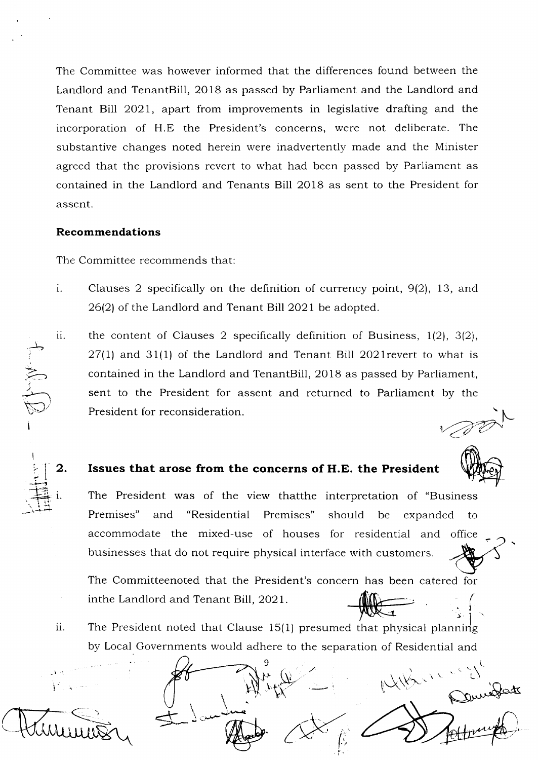The Committee was however informed that the differences found between the Landlord and TenantBill, 2018 as passed by Parliament and the Landlord and Tenant Bill 2021, apart from improvements in legislative drafting and the incorporation of H.E the President's concerns, were not deliberate. The substantive changes noted herein were inadvertently made and the Minister agreed that the provisions revert to what had been passed by Parliament as contained in the Landlord and Tenants Bill 2018 as sent to the President for assent.

**Recommendations**

The Committee recommends that:

i. Clauses 2 specifically on the definition of currency point, 9(2), 13, and 26(2) of the Landlord and Tenant Bill 2021 be adopted.

ii. the content of Clauses 2 specifically definition of Business, 1(2), 3(2), 27(1) and 31(1) of the Landlord and Tenant Bill 2021revert to what is contained in the Landlord and TenantBill, 2018 as passed by Parliament, sent to the President for assent and returned to Parliament by the President for reconsideration.

## 2. Issues that arose from the concerns of H.E. the President

i. The President was of the view thatthe interpretation of "Business Premises" and "Residential Premises" should be expanded to accommodate the mixed-use of houses for residential and office businesses that do not require physical interface with customers.

   The Committeenoted that the President's concern has been catered for inthe Landlord and Tenant Bill, 2021.

ii. The President noted that Clause 15(1) presumed that physical planning by Local Governments would adhere to the separation of Residential and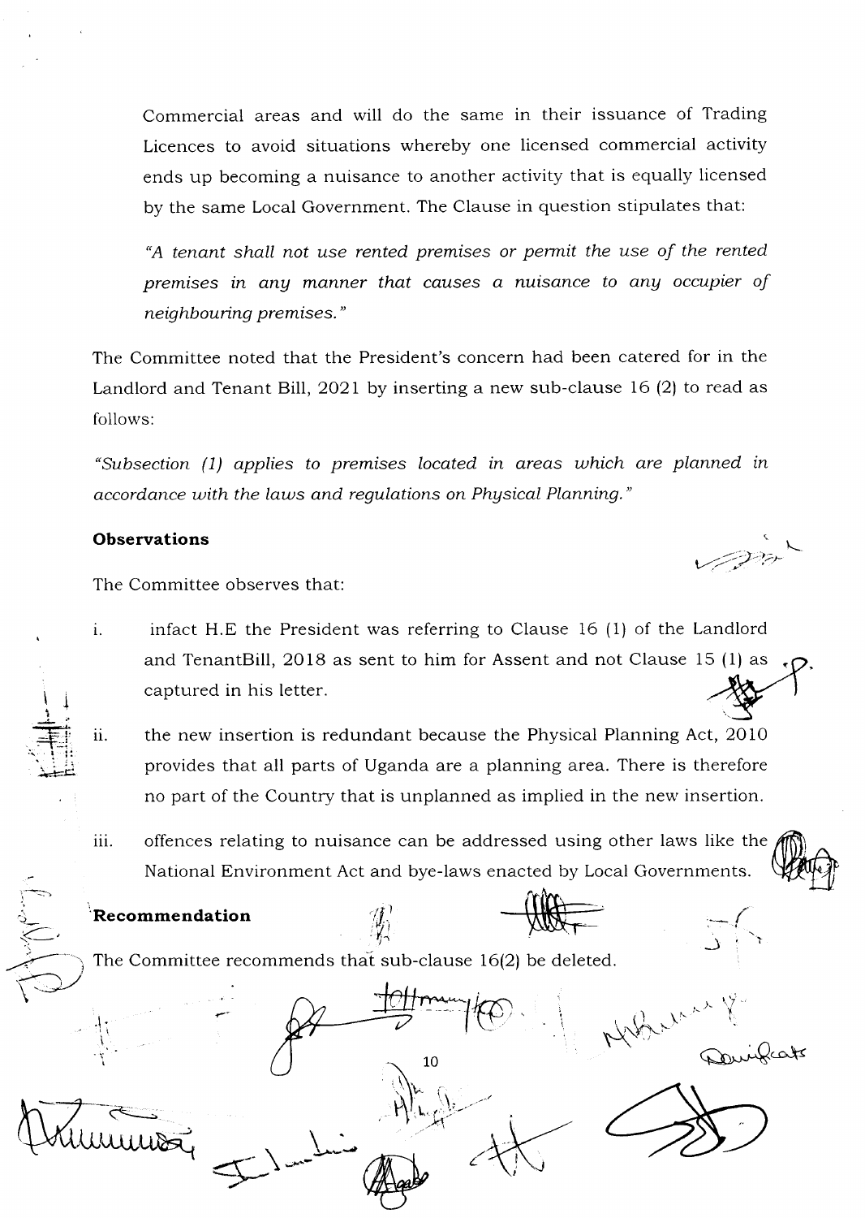Commercial areas and will do the same in their issuance of Trading Licences to avoid situations whereby one licensed commercial activity ends up becoming a nuisance to another activity that is equally licensed by the same Local Government. The Clause in question stipulates that:

*"A tenant shall not use rented premises or permit the use of the rented premises in any manner that causes a nuisance to any occupier of neighbouring premises."*

The Committee noted that the President's concern had been catered for in the Landlord and Tenant Bill, 2021 by inserting a new sub-clause 16 (2) to read as follows:

*"Subsection (1) applies to premises located in areas which are planned in accordance with the laws and regulations on Physical Planning."*

**Observations**

The Committee observes that:

i. infact H.E the President was referring to Clause 16 (1) of the Landlord and TenantBill, 2018 as sent to him for Assent and not Clause 15 (1) as captured in his letter.

ii. the new insertion is redundant because the Physical Planning Act, 2010 provides that all parts of Uganda are a planning area. There is therefore no part of the Country that is unplanned as implied in the new insertion.

iii. offences relating to nuisance can be addressed using other laws like the National Environment Act and bye-laws enacted by Local Governments.

**Recommendation**

The Committee recommends that sub-clause 16(2) be deleted.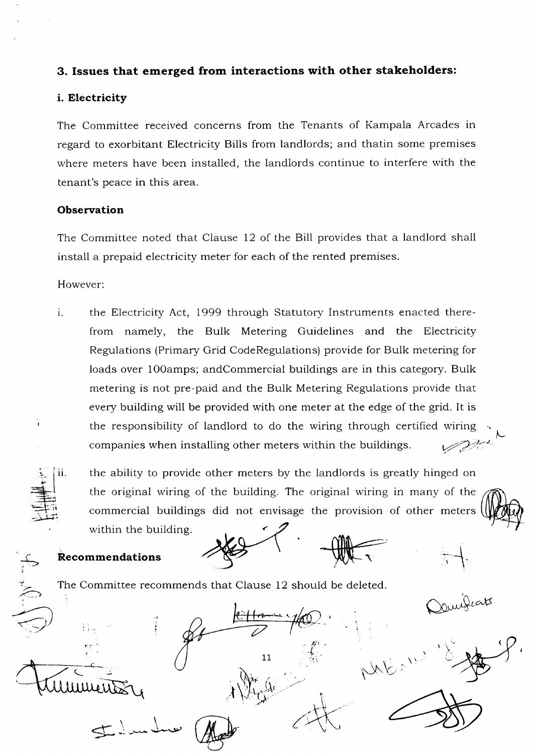## 3. Issues that emerged from interactions with other stakeholders:

### i. Electricity

The Committee received concerns from the Tenants of Kampala Arcades in regard to exorbitant Electricity Bills from landlords; and thatin some premises where meters have been installed, the landlords continue to interfere with the tenant's peace in this area.

#### Observation

The Committee noted that Clause 12 of the Bill provides that a landlord shall install a prepaid electricity meter for each of the rented premises.

However:

i. the Electricity Act, 1999 through Statutory Instruments enacted there-from namely, the Bulk Metering Guidelines and the Electricity Regulations (Primary Grid CodeRegulations) provide for Bulk metering for loads over 100amps; andCommercial buildings are in this category. Bulk metering is not pre-paid and the Bulk Metering Regulations provide that every building will be provided with one meter at the edge of the grid. It is the responsibility of landlord to do the wiring through certified wiring companies when installing other meters within the buildings.

ii. the ability to provide other meters by the landlords is greatly hinged on the original wiring of the building. The original wiring in many of the commercial buildings did not envisage the provision of other meters within the building.

#### Recommendations

The Committee recommends that Clause 12 should be deleted.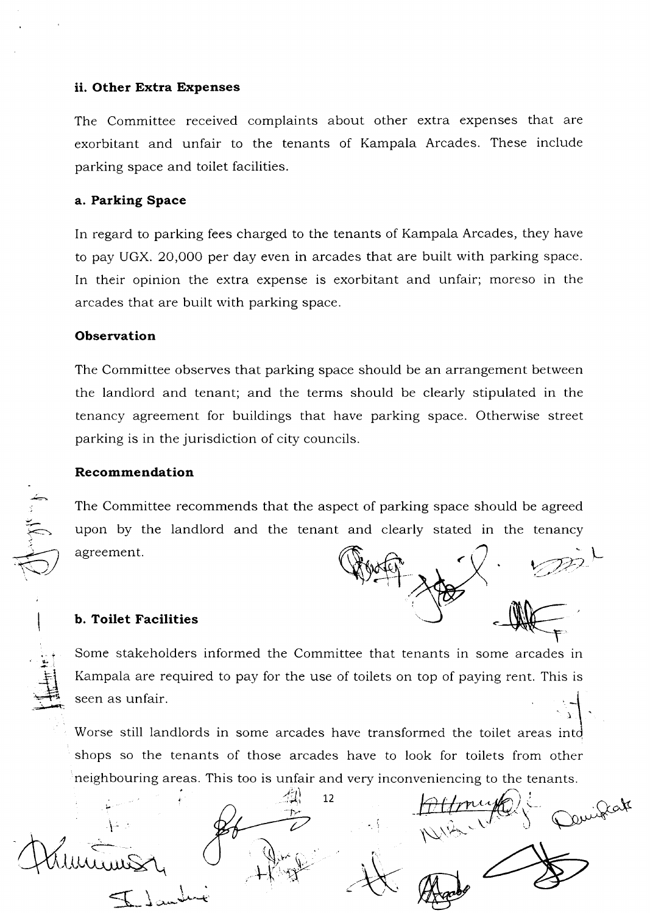### ii. Other Extra Expenses

The Committee received complaints about other extra expenses that are exorbitant and unfair to the tenants of Kampala Arcades. These include parking space and toilet facilities.

#### a. Parking Space

In regard to parking fees charged to the tenants of Kampala Arcades, they have to pay UGX. 20,000 per day even in arcades that are built with parking space. In their opinion the extra expense is exorbitant and unfair; moreso in the arcades that are built with parking space.

#### Observation

The Committee observes that parking space should be an arrangement between the landlord and tenant; and the terms should be clearly stipulated in the tenancy agreement for buildings that have parking space. Otherwise street parking is in the jurisdiction of city councils.

#### Recommendation

The Committee recommends that the aspect of parking space should be agreed upon by the landlord and the tenant and clearly stated in the tenancy agreement.

#### b. Toilet Facilities

Some stakeholders informed the Committee that tenants in some arcades in Kampala are required to pay for the use of toilets on top of paying rent. This is seen as unfair.

Worse still landlords in some arcades have transformed the toilet areas into shops so the tenants of those arcades have to look for toilets from other neighbouring areas. This too is unfair and very inconveniencing to the tenants.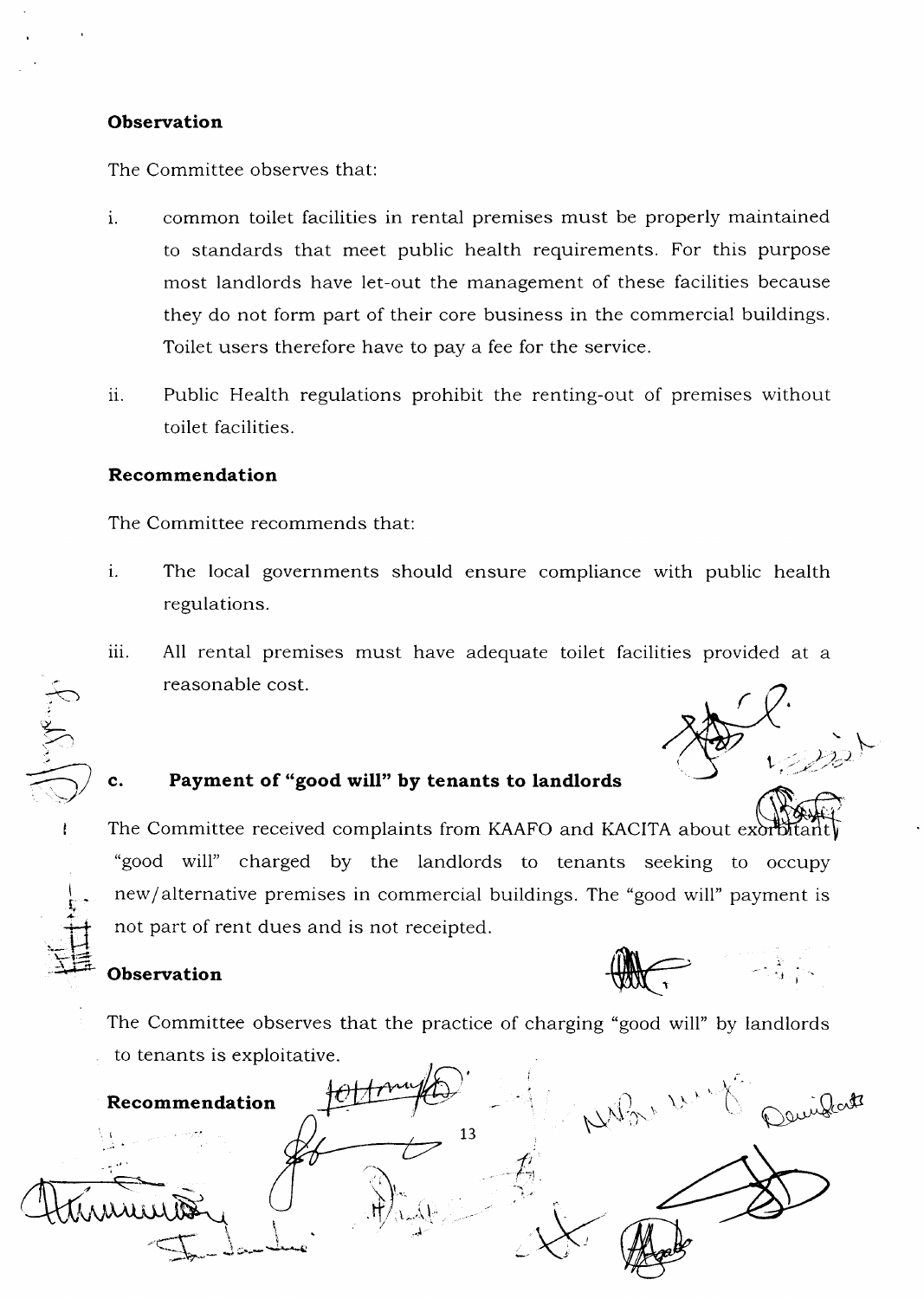**Observation**

The Committee observes that:

i. common toilet facilities in rental premises must be properly maintained to standards that meet public health requirements. For this purpose most landlords have let-out the management of these facilities because they do not form part of their core business in the commercial buildings. Toilet users therefore have to pay a fee for the service.

ii. Public Health regulations prohibit the renting-out of premises without toilet facilities.

**Recommendation**

The Committee recommends that:

i. The local governments should ensure compliance with public health regulations.

iii. All rental premises must have adequate toilet facilities provided at a reasonable cost.

### c. Payment of "good will" by tenants to landlords

The Committee received complaints from KAAFO and KACITA about exorbitant "good will" charged by the landlords to tenants seeking to occupy new/alternative premises in commercial buildings. The "good will" payment is not part of rent dues and is not receipted.

**Observation**

The Committee observes that the practice of charging "good will" by landlords to tenants is exploitative.

**Recommendation**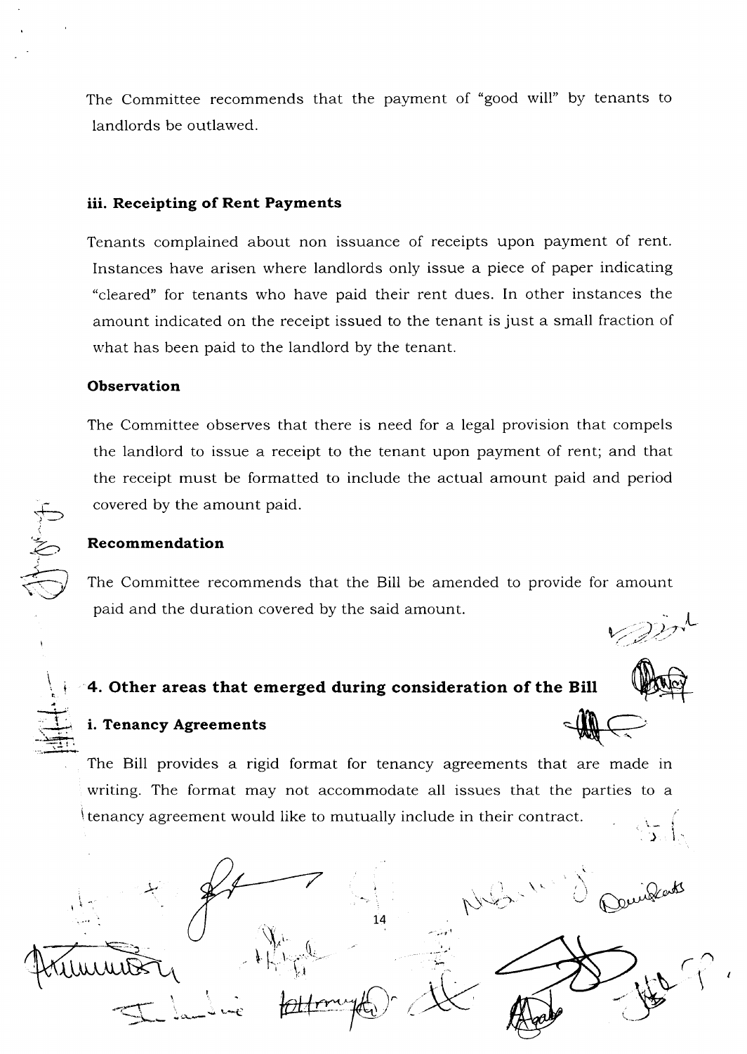The Committee recommends that the payment of "good will" by tenants to landlords be outlawed.

### iii. Receipting of Rent Payments

Tenants complained about non issuance of receipts upon payment of rent. Instances have arisen where landlords only issue a piece of paper indicating "cleared" for tenants who have paid their rent dues. In other instances the amount indicated on the receipt issued to the tenant is just a small fraction of what has been paid to the landlord by the tenant.

**Observation**

The Committee observes that there is need for a legal provision that compels the landlord to issue a receipt to the tenant upon payment of rent; and that the receipt must be formatted to include the actual amount paid and period covered by the amount paid.

**Recommendation**

The Committee recommends that the Bill be amended to provide for amount paid and the duration covered by the said amount.

## 4. Other areas that emerged during consideration of the Bill

### i. Tenancy Agreements

The Bill provides a rigid format for tenancy agreements that are made in writing. The format may not accommodate all issues that the parties to a tenancy agreement would like to mutually include in their contract.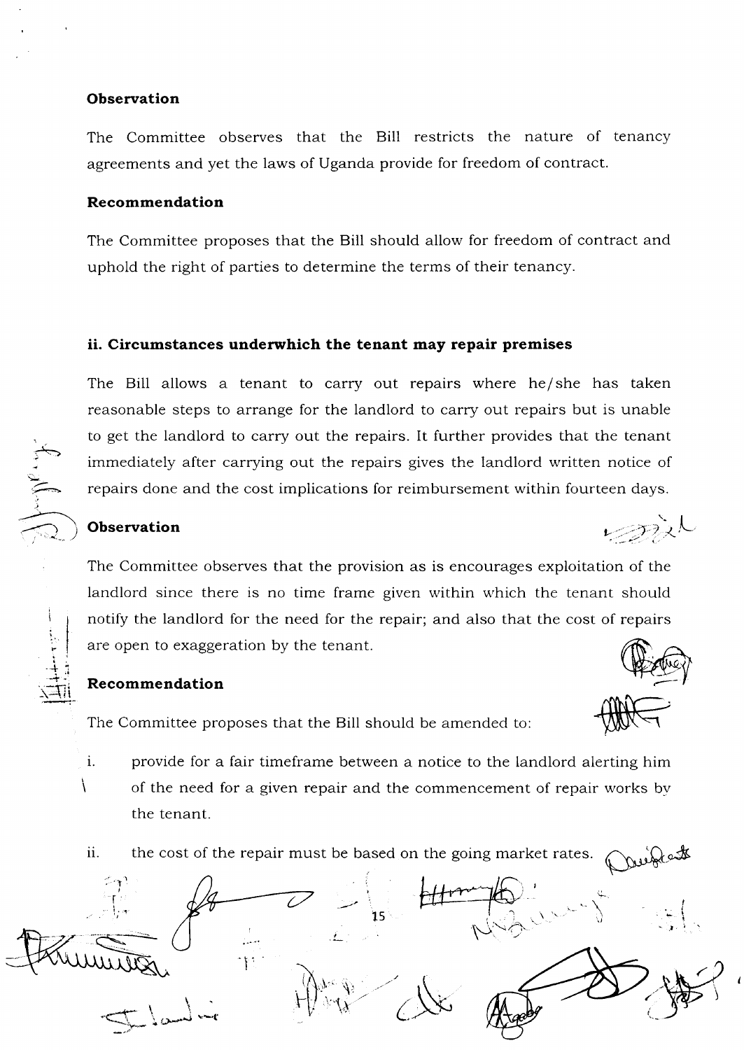**Observation**

The Committee observes that the Bill restricts the nature of tenancy agreements and yet the laws of Uganda provide for freedom of contract.

**Recommendation**

The Committee proposes that the Bill should allow for freedom of contract and uphold the right of parties to determine the terms of their tenancy.

**ii. Circumstances underwhich the tenant may repair premises**

The Bill allows a tenant to carry out repairs where he/she has taken reasonable steps to arrange for the landlord to carry out repairs but is unable to get the landlord to carry out the repairs. It further provides that the tenant immediately after carrying out the repairs gives the landlord written notice of repairs done and the cost implications for reimbursement within fourteen days.

**Observation**

The Committee observes that the provision as is encourages exploitation of the landlord since there is no time frame given within which the tenant should notify the landlord for the need for the repair; and also that the cost of repairs are open to exaggeration by the tenant.

**Recommendation**

The Committee proposes that the Bill should be amended to:

i. provide for a fair timeframe between a notice to the landlord alerting him of the need for a given repair and the commencement of repair works by the tenant.

ii. the cost of the repair must be based on the going market rates.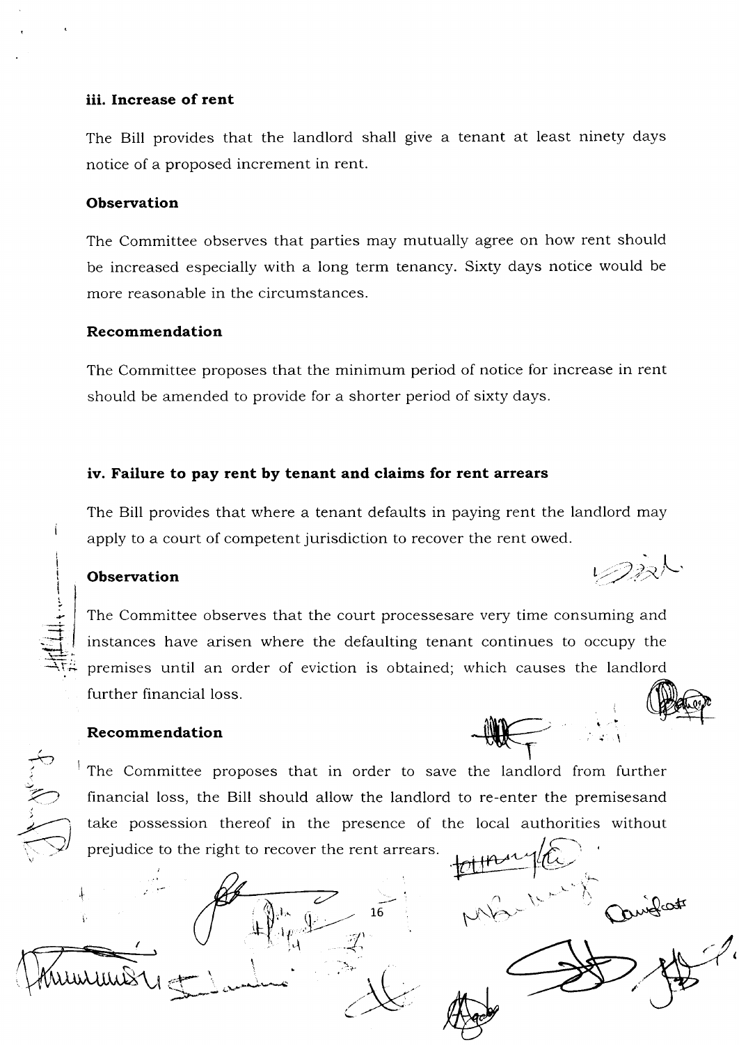### iii. Increase of rent

The Bill provides that the landlord shall give a tenant at least ninety days notice of a proposed increment in rent.

#### Observation

The Committee observes that parties may mutually agree on how rent should be increased especially with a long term tenancy. Sixty days notice would be more reasonable in the circumstances.

#### Recommendation

The Committee proposes that the minimum period of notice for increase in rent should be amended to provide for a shorter period of sixty days.

### iv. Failure to pay rent by tenant and claims for rent arrears

The Bill provides that where a tenant defaults in paying rent the landlord may apply to a court of competent jurisdiction to recover the rent owed.

#### Observation

The Committee observes that the court processesare very time consuming and instances have arisen where the defaulting tenant continues to occupy the premises until an order of eviction is obtained; which causes the landlord further financial loss.

#### Recommendation

The Committee proposes that in order to save the landlord from further financial loss, the Bill should allow the landlord to re-enter the premisesand take possession thereof in the presence of the local authorities without prejudice to the right to recover the rent arrears.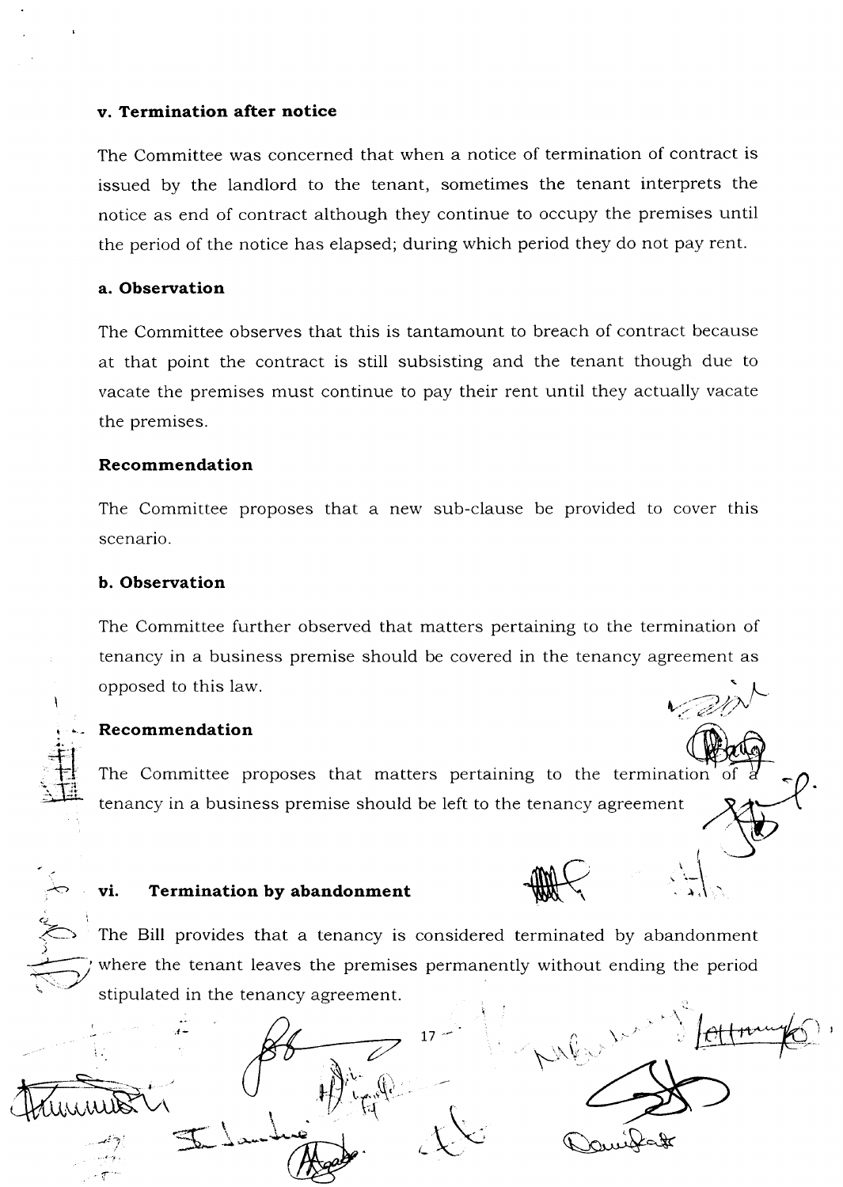### v. Termination after notice

The Committee was concerned that when a notice of termination of contract is issued by the landlord to the tenant, sometimes the tenant interprets the notice as end of contract although they continue to occupy the premises until the period of the notice has elapsed; during which period they do not pay rent.

#### a. Observation

The Committee observes that this is tantamount to breach of contract because at that point the contract is still subsisting and the tenant though due to vacate the premises must continue to pay their rent until they actually vacate the premises.

#### Recommendation

The Committee proposes that a new sub-clause be provided to cover this scenario.

#### b. Observation

The Committee further observed that matters pertaining to the termination of tenancy in a business premise should be covered in the tenancy agreement as opposed to this law.

#### Recommendation

The Committee proposes that matters pertaining to the termination of a tenancy in a business premise should be left to the tenancy agreement

### vi. Termination by abandonment

The Bill provides that a tenancy is considered terminated by abandonment where the tenant leaves the premises permanently without ending the period stipulated in the tenancy agreement.